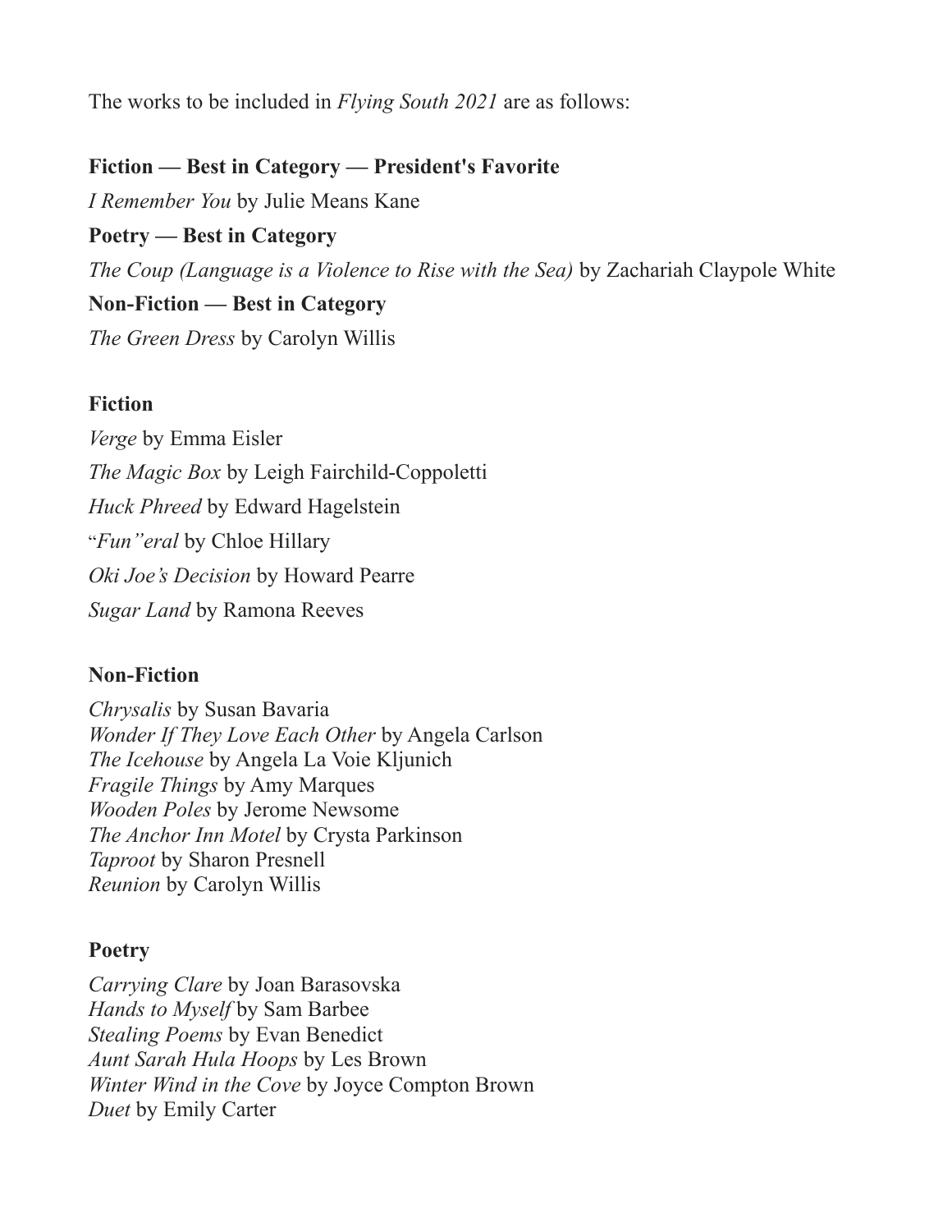The works to be included in *Flying South 2021* are as follows:

**Fiction — Best in Category — President's Favorite**

*I Remember You* by Julie Means Kane

**Poetry — Best in Category**

*The Coup (Language is a Violence to Rise with the Sea)* by Zachariah Claypole White

**Non-Fiction — Best in Category**

*The Green Dress* by Carolyn Willis

**Fiction**

*Verge* by Emma Eisler

*The Magic Box* by Leigh Fairchild-Coppoletti

*Huck Phreed* by Edward Hagelstein

"*Fun"eral* by Chloe Hillary

*Oki Joe's Decision* by Howard Pearre

*Sugar Land* by Ramona Reeves

**Non-Fiction**

*Chrysalis* by Susan Bavaria
*Wonder If They Love Each Other* by Angela Carlson
*The Icehouse* by Angela La Voie Kljunich
*Fragile Things* by Amy Marques
*Wooden Poles* by Jerome Newsome
*The Anchor Inn Motel* by Crysta Parkinson
*Taproot* by Sharon Presnell
*Reunion* by Carolyn Willis

**Poetry**

*Carrying Clare* by Joan Barasovska
*Hands to Myself* by Sam Barbee
*Stealing Poems* by Evan Benedict
*Aunt Sarah Hula Hoops* by Les Brown
*Winter Wind in the Cove* by Joyce Compton Brown
*Duet* by Emily Carter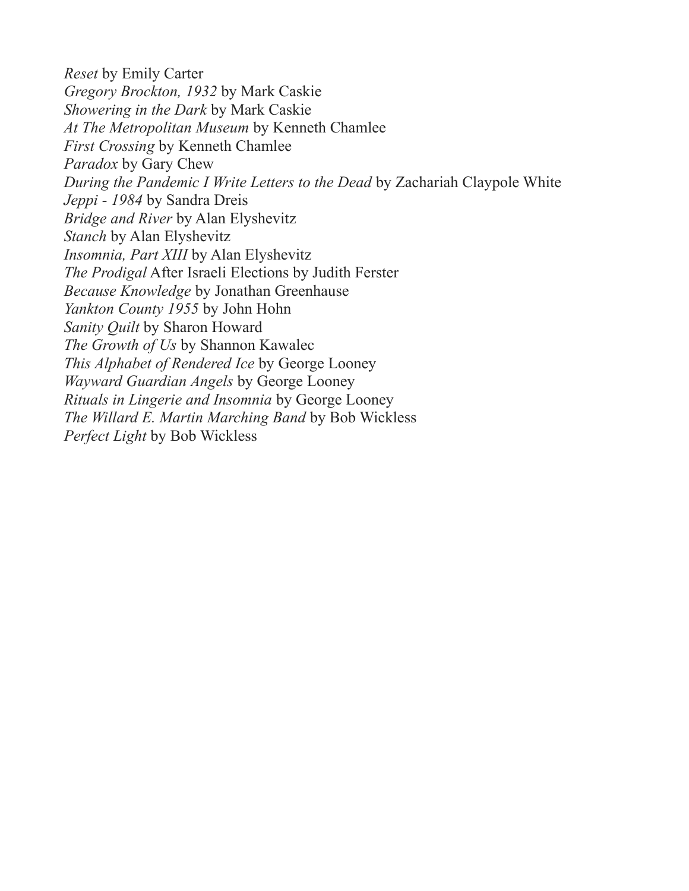*Reset* by Emily Carter  
*Gregory Brockton, 1932* by Mark Caskie  
*Showering in the Dark* by Mark Caskie  
*At The Metropolitan Museum* by Kenneth Chamlee  
*First Crossing* by Kenneth Chamlee  
*Paradox* by Gary Chew  
*During the Pandemic I Write Letters to the Dead* by Zachariah Claypole White  
*Jeppi - 1984* by Sandra Dreis  
*Bridge and River* by Alan Elyshevitz  
*Stanch* by Alan Elyshevitz  
*Insomnia, Part XIII* by Alan Elyshevitz  
*The Prodigal* After Israeli Elections by Judith Ferster  
*Because Knowledge* by Jonathan Greenhause  
*Yankton County 1955* by John Hohn  
*Sanity Quilt* by Sharon Howard  
*The Growth of Us* by Shannon Kawalec  
*This Alphabet of Rendered Ice* by George Looney  
*Wayward Guardian Angels* by George Looney  
*Rituals in Lingerie and Insomnia* by George Looney  
*The Willard E. Martin Marching Band* by Bob Wickless  
*Perfect Light* by Bob Wickless